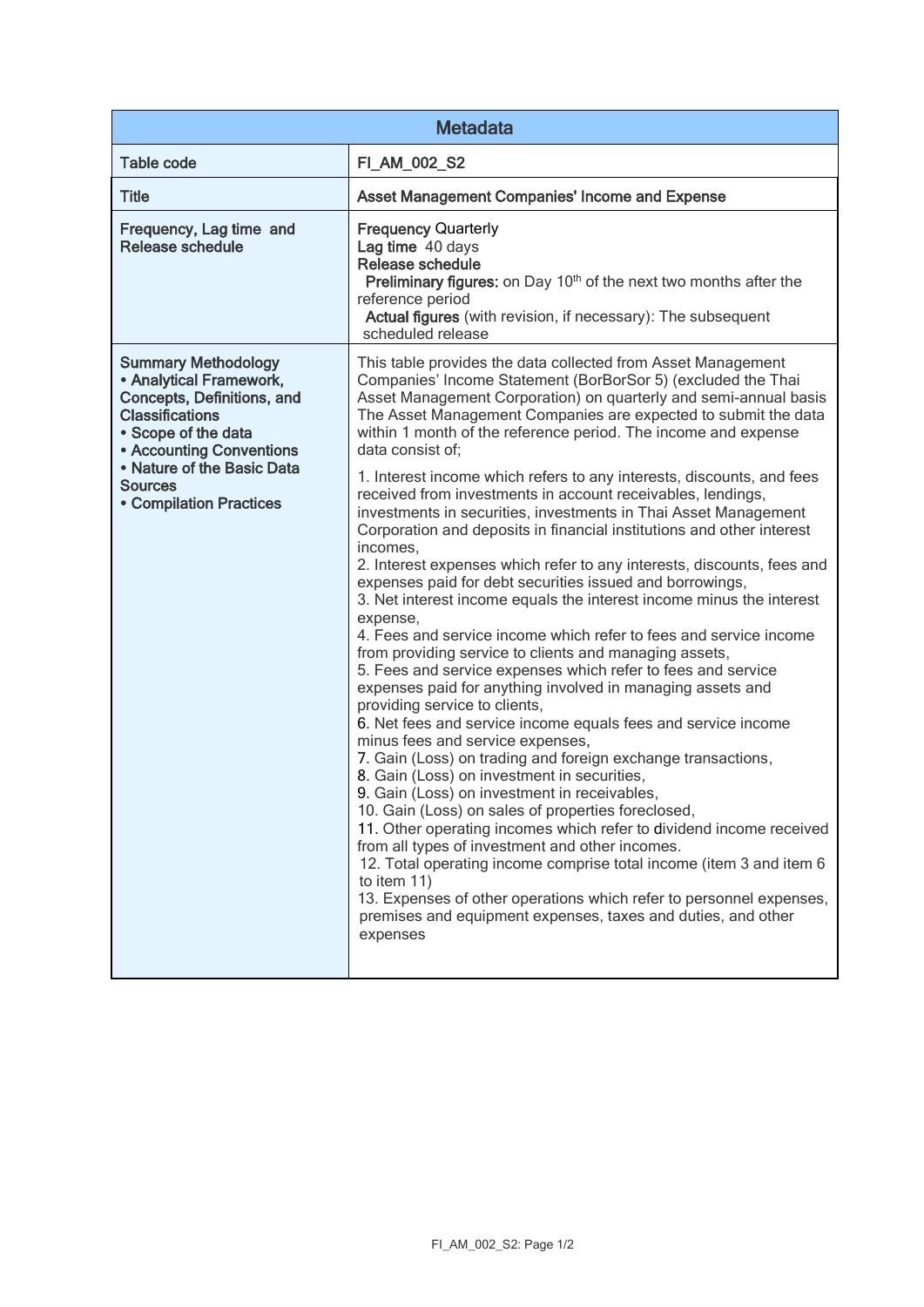| Metadata | |
|---|---|
| Table code | FI_AM_002_S2 |
| Title | Asset Management Companies' Income and Expense |
| Frequency, Lag time and Release schedule | **Frequency** Quarterly<br>**Lag time** 40 days<br>**Release schedule**<br>**Preliminary figures:** on Day 10th of the next two months after the reference period<br>**Actual figures** (with revision, if necessary): The subsequent scheduled release |
| **Summary Methodology**<br>• **Analytical Framework, Concepts, Definitions, and Classifications**<br>• **Scope of the data**<br>• **Accounting Conventions**<br>• **Nature of the Basic Data Sources**<br>• **Compilation Practices** | This table provides the data collected from Asset Management Companies' Income Statement (BorBorSor 5) (excluded the Thai Asset Management Corporation) on quarterly and semi-annual basis The Asset Management Companies are expected to submit the data within 1 month of the reference period. The income and expense data consist of;<br><br>1. Interest income which refers to any interests, discounts, and fees received from investments in account receivables, lendings, investments in securities, investments in Thai Asset Management Corporation and deposits in financial institutions and other interest incomes,<br>2. Interest expenses which refer to any interests, discounts, fees and expenses paid for debt securities issued and borrowings,<br>3. Net interest income equals the interest income minus the interest expense,<br>4. Fees and service income which refer to fees and service income from providing service to clients and managing assets,<br>5. Fees and service expenses which refer to fees and service expenses paid for anything involved in managing assets and providing service to clients,<br>6. Net fees and service income equals fees and service income minus fees and service expenses,<br>7. Gain (Loss) on trading and foreign exchange transactions,<br>8. Gain (Loss) on investment in securities,<br>9. Gain (Loss) on investment in receivables,<br>10. Gain (Loss) on sales of properties foreclosed,<br>11. Other operating incomes which refer to dividend income received from all types of investment and other incomes.<br>12. Total operating income comprise total income (item 3 and item 6 to item 11)<br>13. Expenses of other operations which refer to personnel expenses, premises and equipment expenses, taxes and duties, and other expenses |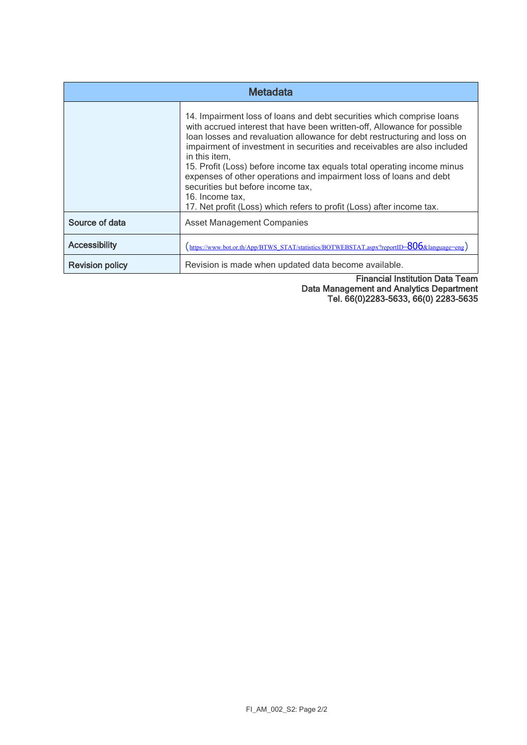| Metadata | |
|---|---|
| | 14. Impairment loss of loans and debt securities which comprise loans with accrued interest that have been written-off, Allowance for possible loan losses and revaluation allowance for debt restructuring and loss on impairment of investment in securities and receivables are also included in this item,<br>15. Profit (Loss) before income tax equals total operating income minus expenses of other operations and impairment loss of loans and debt securities but before income tax,<br>16. Income tax,<br>17. Net profit (Loss) which refers to profit (Loss) after income tax. |
| **Source of data** | Asset Management Companies |
| **Accessibility** | (https://www.bot.or.th/App/BTWS_STAT/statistics/BOTWEBSTAT.aspx?reportID=806&language=eng) |
| **Revision policy** | Revision is made when updated data become available. |

**Financial Institution Data Team**
**Data Management and Analytics Department**
**Tel. 66(0)2283-5633, 66(0) 2283-5635**